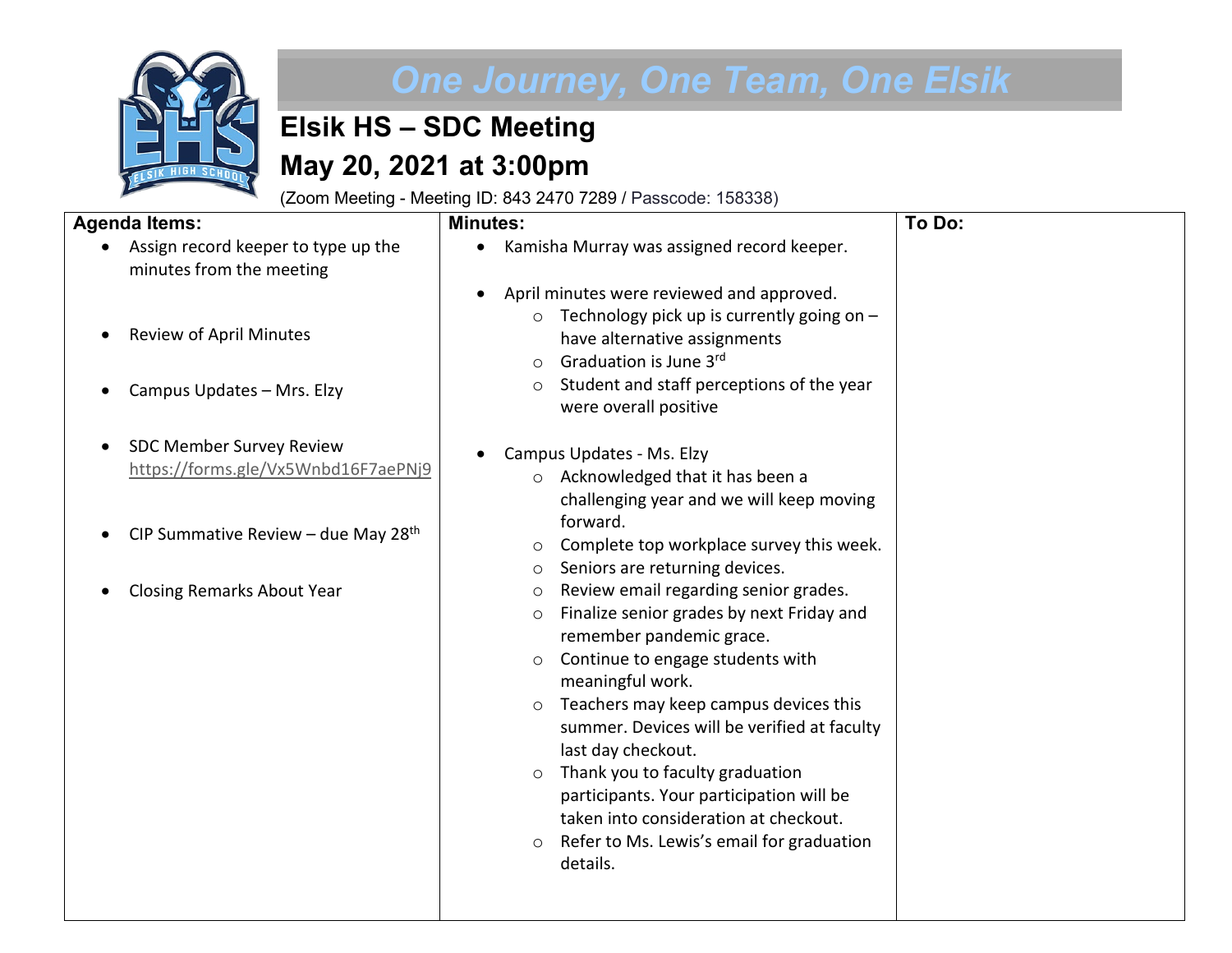# One Journey, One Team, One Elsik

## Elsik HS – SDC Meeting

## May 20, 2021 at 3:00pm

(Zoom Meeting - Meeting ID: 843 2470 7289 / Passcode: 158338)

| Agenda Items: | Minutes: | To Do: |
|---|---|---|
| • Assign record keeper to type up the minutes from the meeting<br><br>• Review of April Minutes<br><br>• Campus Updates – Mrs. Elzy<br><br>• SDC Member Survey Review https://forms.gle/Vx5Wnbd16F7aePNj9<br><br>• CIP Summative Review – due May 28th<br><br>• Closing Remarks About Year | • Kamisha Murray was assigned record keeper.<br><br>• April minutes were reviewed and approved.<br>  ○ Technology pick up is currently going on – have alternative assignments<br>  ○ Graduation is June 3rd<br>  ○ Student and staff perceptions of the year were overall positive<br><br>• Campus Updates - Ms. Elzy<br>  ○ Acknowledged that it has been a challenging year and we will keep moving forward.<br>  ○ Complete top workplace survey this week.<br>  ○ Seniors are returning devices.<br>  ○ Review email regarding senior grades.<br>  ○ Finalize senior grades by next Friday and remember pandemic grace.<br>  ○ Continue to engage students with meaningful work.<br>  ○ Teachers may keep campus devices this summer. Devices will be verified at faculty last day checkout.<br>  ○ Thank you to faculty graduation participants. Your participation will be taken into consideration at checkout.<br>  ○ Refer to Ms. Lewis's email for graduation details. | |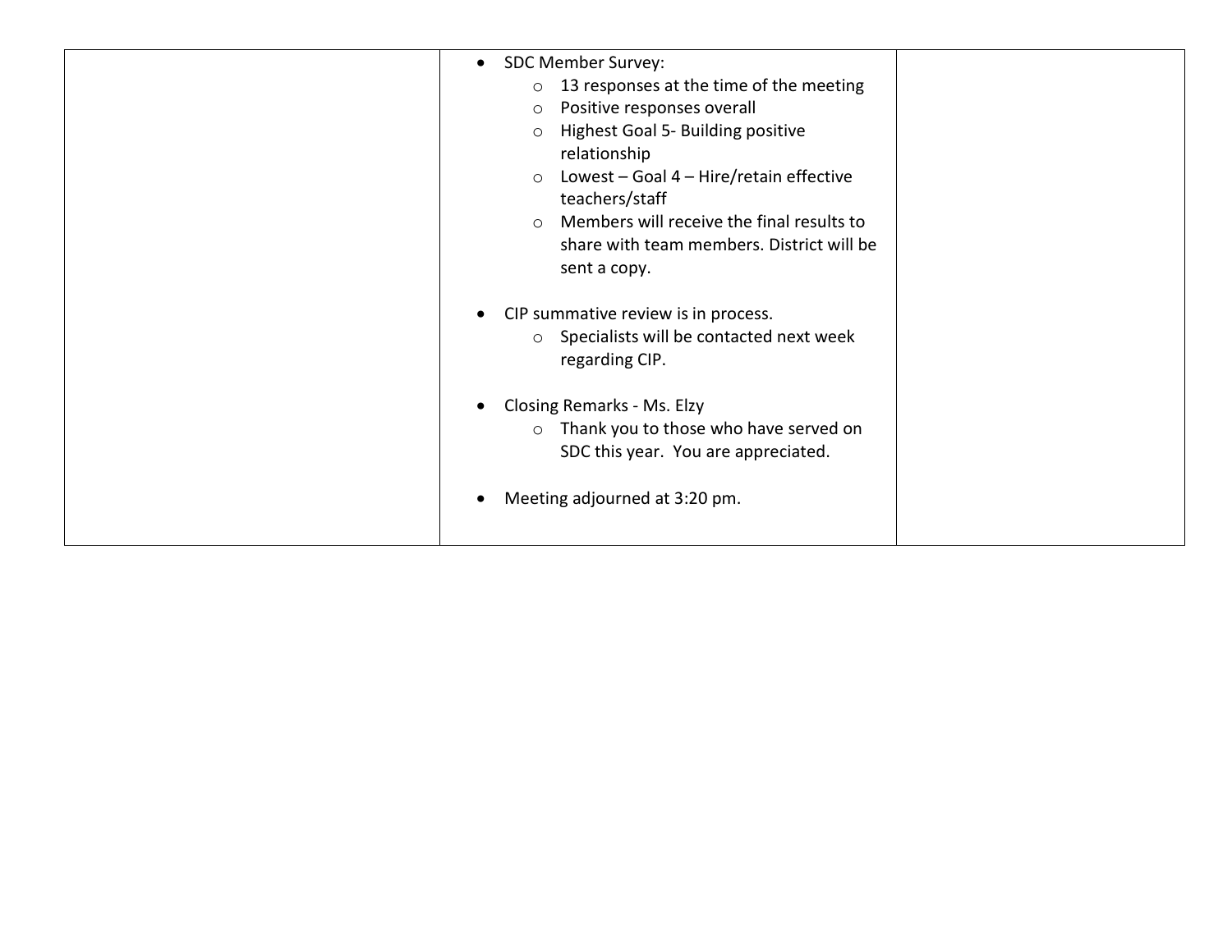| | | |
|---|---|---|
| | • SDC Member Survey:<br>  ○ 13 responses at the time of the meeting<br>  ○ Positive responses overall<br>  ○ Highest Goal 5- Building positive relationship<br>  ○ Lowest – Goal 4 – Hire/retain effective teachers/staff<br>  ○ Members will receive the final results to share with team members. District will be sent a copy.<br><br>• CIP summative review is in process.<br>  ○ Specialists will be contacted next week regarding CIP.<br><br>• Closing Remarks - Ms. Elzy<br>  ○ Thank you to those who have served on SDC this year. You are appreciated.<br><br>• Meeting adjourned at 3:20 pm. | |